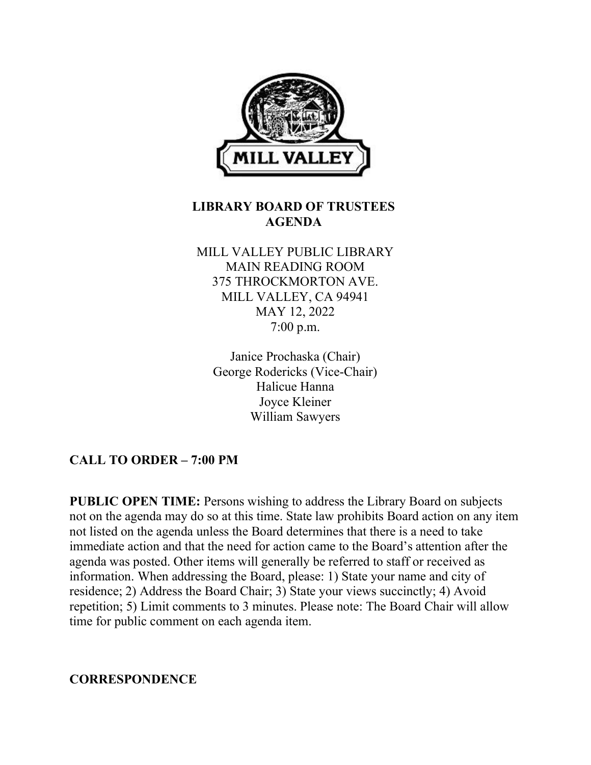**LIBRARY BOARD OF TRUSTEES**
**AGENDA**

MILL VALLEY PUBLIC LIBRARY
MAIN READING ROOM
375 THROCKMORTON AVE.
MILL VALLEY, CA 94941
MAY 12, 2022
7:00 p.m.

Janice Prochaska (Chair)
George Rodericks (Vice-Chair)
Halicue Hanna
Joyce Kleiner
William Sawyers

**CALL TO ORDER – 7:00 PM**

**PUBLIC OPEN TIME:** Persons wishing to address the Library Board on subjects not on the agenda may do so at this time. State law prohibits Board action on any item not listed on the agenda unless the Board determines that there is a need to take immediate action and that the need for action came to the Board's attention after the agenda was posted. Other items will generally be referred to staff or received as information. When addressing the Board, please: 1) State your name and city of residence; 2) Address the Board Chair; 3) State your views succinctly; 4) Avoid repetition; 5) Limit comments to 3 minutes. Please note: The Board Chair will allow time for public comment on each agenda item.

**CORRESPONDENCE**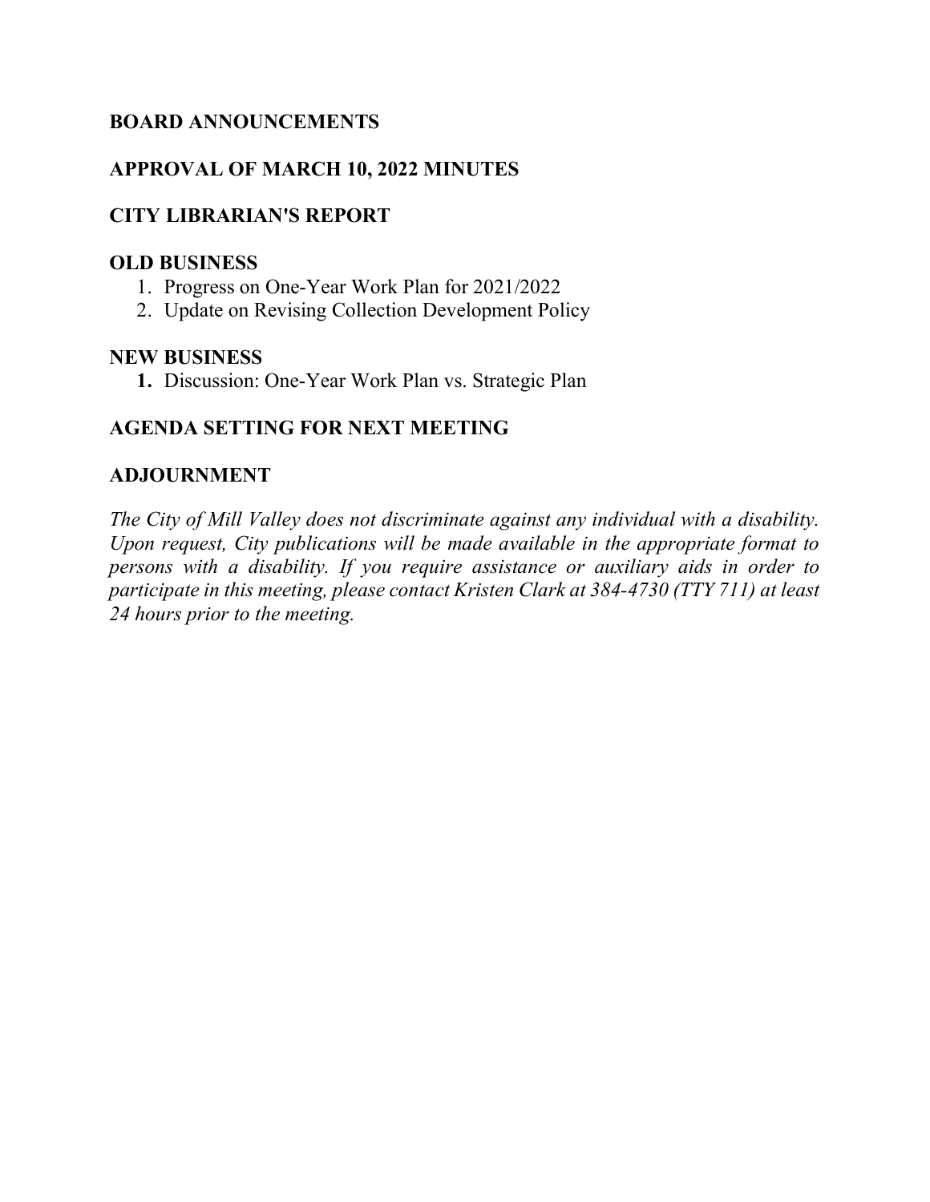**BOARD ANNOUNCEMENTS**

**APPROVAL OF MARCH 10, 2022 MINUTES**

**CITY LIBRARIAN'S REPORT**

**OLD BUSINESS**

1. Progress on One-Year Work Plan for 2021/2022
2. Update on Revising Collection Development Policy

**NEW BUSINESS**

1. Discussion: One-Year Work Plan vs. Strategic Plan

**AGENDA SETTING FOR NEXT MEETING**

**ADJOURNMENT**

*The City of Mill Valley does not discriminate against any individual with a disability. Upon request, City publications will be made available in the appropriate format to persons with a disability. If you require assistance or auxiliary aids in order to participate in this meeting, please contact Kristen Clark at 384-4730 (TTY 711) at least 24 hours prior to the meeting.*